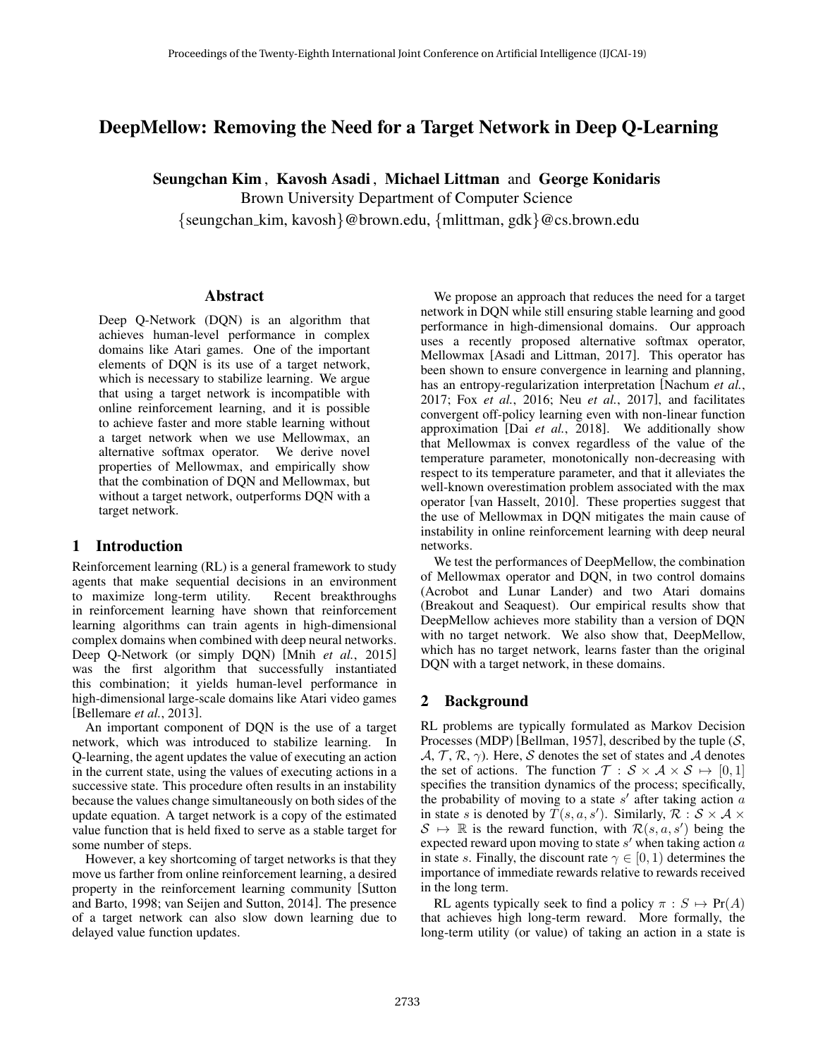# DeepMellow: Removing the Need for a Target Network in Deep Q-Learning

**Seungchan Kim** , **Kavosh Asadi** , **Michael Littman** and **George Konidaris**

Brown University Department of Computer Science

{seungchan_kim, kavosh}@brown.edu, {mlittman, gdk}@cs.brown.edu

## Abstract

Deep Q-Network (DQN) is an algorithm that achieves human-level performance in complex domains like Atari games. One of the important elements of DQN is its use of a target network, which is necessary to stabilize learning. We argue that using a target network is incompatible with online reinforcement learning, and it is possible to achieve faster and more stable learning without a target network when we use Mellowmax, an alternative softmax operator. We derive novel properties of Mellowmax, and empirically show that the combination of DQN and Mellowmax, but without a target network, outperforms DQN with a target network.

## 1 Introduction

Reinforcement learning (RL) is a general framework to study agents that make sequential decisions in an environment to maximize long-term utility. Recent breakthroughs in reinforcement learning have shown that reinforcement learning algorithms can train agents in high-dimensional complex domains when combined with deep neural networks. Deep Q-Network (or simply DQN) [Mnih *et al.*, 2015] was the first algorithm that successfully instantiated this combination; it yields human-level performance in high-dimensional large-scale domains like Atari video games [Bellemare *et al.*, 2013].

An important component of DQN is the use of a target network, which was introduced to stabilize learning. In Q-learning, the agent updates the value of executing an action in the current state, using the values of executing actions in a successive state. This procedure often results in an instability because the values change simultaneously on both sides of the update equation. A target network is a copy of the estimated value function that is held fixed to serve as a stable target for some number of steps.

However, a key shortcoming of target networks is that they move us farther from online reinforcement learning, a desired property in the reinforcement learning community [Sutton and Barto, 1998; van Seijen and Sutton, 2014]. The presence of a target network can also slow down learning due to delayed value function updates.

We propose an approach that reduces the need for a target network in DQN while still ensuring stable learning and good performance in high-dimensional domains. Our approach uses a recently proposed alternative softmax operator, Mellowmax [Asadi and Littman, 2017]. This operator has been shown to ensure convergence in learning and planning, has an entropy-regularization interpretation [Nachum *et al.*, 2017; Fox *et al.*, 2016; Neu *et al.*, 2017], and facilitates convergent off-policy learning even with non-linear function approximation [Dai *et al.*, 2018]. We additionally show that Mellowmax is convex regardless of the value of the temperature parameter, monotonically non-decreasing with respect to its temperature parameter, and that it alleviates the well-known overestimation problem associated with the max operator [van Hasselt, 2010]. These properties suggest that the use of Mellowmax in DQN mitigates the main cause of instability in online reinforcement learning with deep neural networks.

We test the performances of DeepMellow, the combination of Mellowmax operator and DQN, in two control domains (Acrobot and Lunar Lander) and two Atari domains (Breakout and Seaquest). Our empirical results show that DeepMellow achieves more stability than a version of DQN with no target network. We also show that, DeepMellow, which has no target network, learns faster than the original DQN with a target network, in these domains.

## 2 Background

RL problems are typically formulated as Markov Decision Processes (MDP) [Bellman, 1957], described by the tuple ($\mathcal{S}$, $\mathcal{A}$, $\mathcal{T}$, $\mathcal{R}$, $\gamma$). Here, $\mathcal{S}$ denotes the set of states and $\mathcal{A}$ denotes the set of actions. The function $\mathcal{T} : \mathcal{S} \times \mathcal{A} \times \mathcal{S} \mapsto [0, 1]$ specifies the transition dynamics of the process; specifically, the probability of moving to a state $s'$ after taking action $a$ in state $s$ is denoted by $T(s, a, s')$. Similarly, $\mathcal{R} : \mathcal{S} \times \mathcal{A} \times \mathcal{S} \mapsto \mathbb{R}$ is the reward function, with $\mathcal{R}(s, a, s')$ being the expected reward upon moving to state $s'$ when taking action $a$ in state $s$. Finally, the discount rate $\gamma \in [0, 1)$ determines the importance of immediate rewards relative to rewards received in the long term.

RL agents typically seek to find a policy $\pi : S \mapsto \Pr(A)$ that achieves high long-term reward. More formally, the long-term utility (or value) of taking an action in a state is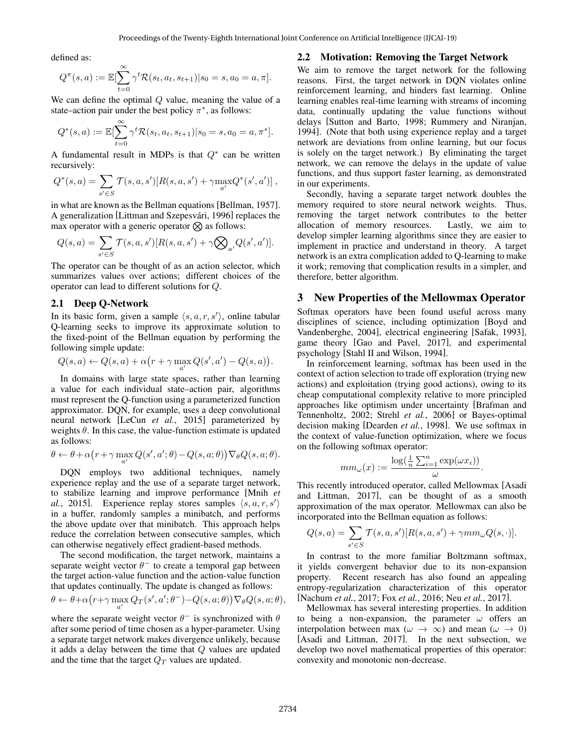defined as:

$$Q^{\pi}(s,a) := \mathbb{E}[\sum_{t=0}^{\infty} \gamma^t \mathcal{R}(s_t, a_t, s_{t+1}) | s_0 = s, a_0 = a, \pi].$$

We can define the optimal $Q$ value, meaning the value of a state–action pair under the best policy $\pi^*$, as follows:

$$Q^{*}(s,a) := \mathbb{E}[\sum_{t=0}^{\infty} \gamma^t \mathcal{R}(s_t, a_t, s_{t+1}) | s_0 = s, a_0 = a, \pi^*].$$

A fundamental result in MDPs is that $Q^*$ can be written recursively:

$$Q^*(s,a) = \sum_{s' \in S} \mathcal{T}(s,a,s')[R(s,a,s') + \gamma \max_{a'} Q^*(s',a')] \ ,$$

in what are known as the Bellman equations [Bellman, 1957]. A generalization [Littman and Szepesvári, 1996] replaces the max operator with a generic operator $\bigotimes$ as follows:

$$Q(s,a) = \sum_{s' \in S} \mathcal{T}(s,a,s')[R(s,a,s') + \gamma \bigotimes_{a'} Q(s',a')].$$

The operator can be thought of as an action selector, which summarizes values over actions; different choices of the operator can lead to different solutions for $Q$.

### 2.1 Deep Q-Network

In its basic form, given a sample $\langle s, a, r, s' \rangle$, online tabular Q-learning seeks to improve its approximate solution to the fixed-point of the Bellman equation by performing the following simple update:

$$Q(s,a) \leftarrow Q(s,a) + \alpha\big(r + \gamma \max_{a'} Q(s',a') - Q(s,a)\big).$$

In domains with large state spaces, rather than learning a value for each individual state–action pair, algorithms must represent the Q-function using a parameterized function approximator. DQN, for example, uses a deep convolutional neural network [LeCun *et al.*, 2015] parameterized by weights $\theta$. In this case, the value-function estimate is updated as follows:

$$\theta \leftarrow \theta + \alpha\big(r + \gamma \max_{a'} Q(s',a';\theta) - Q(s,a;\theta)\big) \nabla_\theta Q(s,a;\theta).$$

DQN employs two additional techniques, namely experience replay and the use of a separate target network, to stabilize learning and improve performance [Mnih *et al.*, 2015]. Experience replay stores samples $\langle s, a, r, s' \rangle$ in a buffer, randomly samples a minibatch, and performs the above update over that minibatch. This approach helps reduce the correlation between consecutive samples, which can otherwise negatively effect gradient-based methods.

The second modification, the target network, maintains a separate weight vector $\theta^-$ to create a temporal gap between the target action-value function and the action-value function that updates continually. The update is changed as follows:

$$\theta \leftarrow \theta + \alpha\big(r + \gamma \max_{a'} Q_T(s',a';\theta^-) - Q(s,a;\theta)\big) \nabla_\theta Q(s,a;\theta),$$

where the separate weight vector $\theta^-$ is synchronized with $\theta$ after some period of time chosen as a hyper-parameter. Using a separate target network makes divergence unlikely, because it adds a delay between the time that $Q$ values are updated and the time that the target $Q_T$ values are updated.

### 2.2 Motivation: Removing the Target Network

We aim to remove the target network for the following reasons. First, the target network in DQN violates online reinforcement learning, and hinders fast learning. Online learning enables real-time learning with streams of incoming data, continually updating the value functions without delays [Sutton and Barto, 1998; Rummery and Niranjan, 1994]. (Note that both using experience replay and a target network are deviations from online learning, but our focus is solely on the target network.) By eliminating the target network, we can remove the delays in the update of value functions, and thus support faster learning, as demonstrated in our experiments.

Secondly, having a separate target network doubles the memory required to store neural network weights. Thus, removing the target network contributes to the better allocation of memory resources. Lastly, we aim to develop simpler learning algorithms since they are easier to implement in practice and understand in theory. A target network is an extra complication added to Q-learning to make it work; removing that complication results in a simpler, and therefore, better algorithm.

## 3 New Properties of the Mellowmax Operator

Softmax operators have been found useful across many disciplines of science, including optimization [Boyd and Vandenberghe, 2004], electrical engineering [Safak, 1993], game theory [Gao and Pavel, 2017], and experimental psychology [Stahl II and Wilson, 1994].

In reinforcement learning, softmax has been used in the context of action selection to trade off exploration (trying new actions) and exploitation (trying good actions), owing to its cheap computational complexity relative to more principled approaches like optimism under uncertainty [Brafman and Tennenholtz, 2002; Strehl *et al.*, 2006] or Bayes-optimal decision making [Dearden *et al.*, 1998]. We use softmax in the context of value-function optimization, where we focus on the following softmax operator:

$$mm_\omega(x) := \frac{\log(\frac{1}{n}\sum_{i=1}^{n} \exp(\omega x_i))}{\omega}.$$

This recently introduced operator, called Mellowmax [Asadi and Littman, 2017], can be thought of as a smooth approximation of the max operator. Mellowmax can also be incorporated into the Bellman equation as follows:

$$Q(s,a) = \sum_{s' \in S} \mathcal{T}(s,a,s')[R(s,a,s') + \gamma mm_\omega Q(s,\cdot)].$$

In contrast to the more familiar Boltzmann softmax, it yields convergent behavior due to its non-expansion property. Recent research has also found an appealing entropy-regularization characterization of this operator [Nachum *et al.*, 2017; Fox *et al.*, 2016; Neu *et al.*, 2017].

Mellowmax has several interesting properties. In addition to being a non-expansion, the parameter $\omega$ offers an interpolation between max ($\omega \rightarrow \infty$) and mean ($\omega \rightarrow 0$) [Asadi and Littman, 2017]. In the next subsection, we develop two novel mathematical properties of this operator: convexity and monotonic non-decrease.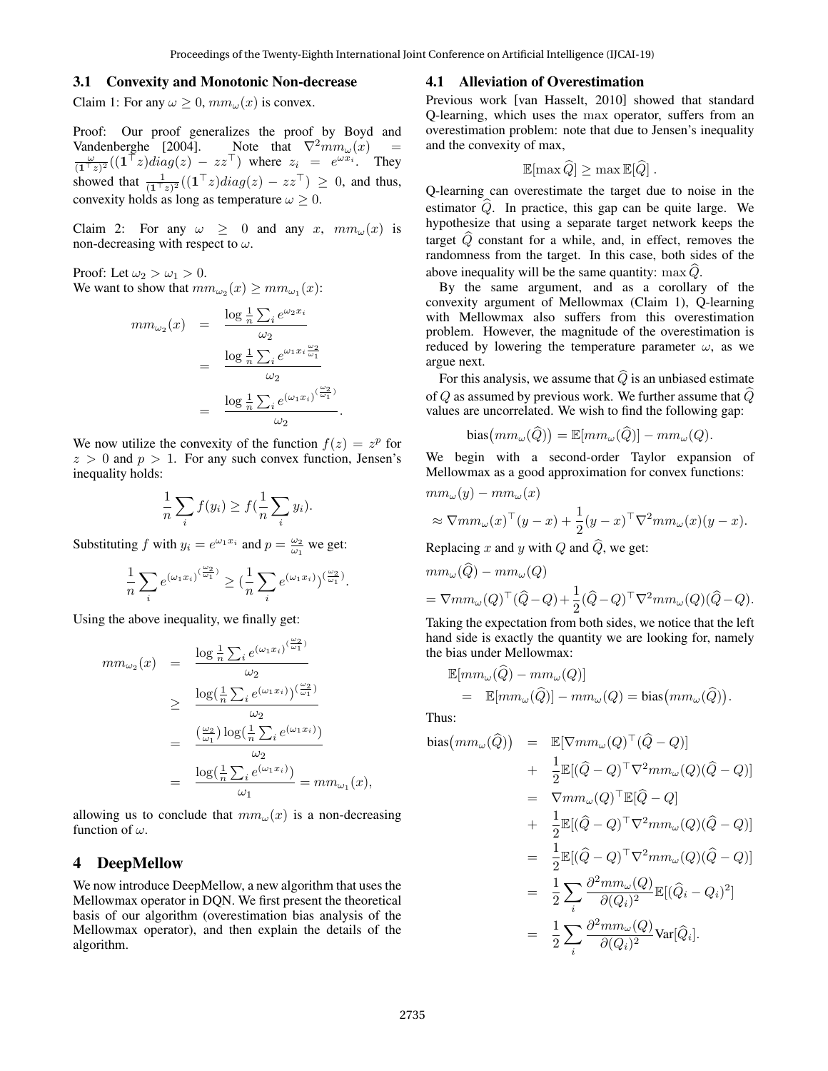### 3.1 Convexity and Monotonic Non-decrease

Claim 1: For any $\omega \geq 0$, $mm_\omega(x)$ is convex.

Proof: Our proof generalizes the proof by Boyd and Vandenberghe [2004]. Note that $\nabla^2 mm_\omega(x) = \frac{\omega}{(\mathbf{1}^\top z)^2}((\mathbf{1}^\top z)diag(z) - zz^\top)$ where $z_i = e^{\omega x_i}$. They showed that $\frac{1}{(\mathbf{1}^\top z)^2}((\mathbf{1}^\top z)diag(z) - zz^\top) \geq 0$, and thus, convexity holds as long as temperature $\omega \geq 0$.

Claim 2: For any $\omega \geq 0$ and any $x$, $mm_\omega(x)$ is non-decreasing with respect to $\omega$.

Proof: Let $\omega_2 > \omega_1 > 0$.
We want to show that $mm_{\omega_2}(x) \geq mm_{\omega_1}(x)$:

$$
\begin{aligned}
mm_{\omega_2}(x) &= \frac{\log \frac{1}{n}\sum_i e^{\omega_2 x_i}}{\omega_2} \\
&= \frac{\log \frac{1}{n}\sum_i e^{\omega_1 x_i \frac{\omega_2}{\omega_1}}}{\omega_2} \\
&= \frac{\log \frac{1}{n}\sum_i e^{(\omega_1 x_i)^{(\frac{\omega_2}{\omega_1})}}}{\omega_2}.
\end{aligned}
$$

We now utilize the convexity of the function $f(z) = z^p$ for $z > 0$ and $p > 1$. For any such convex function, Jensen's inequality holds:

$$
\frac{1}{n}\sum_i f(y_i) \geq f(\frac{1}{n}\sum_i y_i).
$$

Substituting $f$ with $y_i = e^{\omega_1 x_i}$ and $p = \frac{\omega_2}{\omega_1}$ we get:

$$
\frac{1}{n}\sum_i e^{(\omega_1 x_i)^{(\frac{\omega_2}{\omega_1})}} \geq (\frac{1}{n}\sum_i e^{(\omega_1 x_i)})^{(\frac{\omega_2}{\omega_1})}.
$$

Using the above inequality, we finally get:

$$
\begin{aligned}
mm_{\omega_2}(x) &= \frac{\log \frac{1}{n}\sum_i e^{(\omega_1 x_i)^{(\frac{\omega_2}{\omega_1})}}}{\omega_2} \\
&\geq \frac{\log (\frac{1}{n}\sum_i e^{(\omega_1 x_i)})^{(\frac{\omega_2}{\omega_1})}}{\omega_2} \\
&= \frac{(\frac{\omega_2}{\omega_1})\log(\frac{1}{n}\sum_i e^{(\omega_1 x_i)})}{\omega_2} \\
&= \frac{\log(\frac{1}{n}\sum_i e^{(\omega_1 x_i)})}{\omega_1} = mm_{\omega_1}(x),
\end{aligned}
$$

allowing us to conclude that $mm_\omega(x)$ is a non-decreasing function of $\omega$.

## 4 DeepMellow

We now introduce DeepMellow, a new algorithm that uses the Mellowmax operator in DQN. We first present the theoretical basis of our algorithm (overestimation bias analysis of the Mellowmax operator), and then explain the details of the algorithm.

### 4.1 Alleviation of Overestimation

Previous work [van Hasselt, 2010] showed that standard Q-learning, which uses the max operator, suffers from an overestimation problem: note that due to Jensen's inequality and the convexity of max,

$$
\mathbb{E}[\max \widehat{Q}] \geq \max \mathbb{E}[\widehat{Q}] \, .
$$

Q-learning can overestimate the target due to noise in the estimator $\widehat{Q}$. In practice, this gap can be quite large. We hypothesize that using a separate target network keeps the target $\widehat{Q}$ constant for a while, and, in effect, removes the randomness from the target. In this case, both sides of the above inequality will be the same quantity: $\max \widehat{Q}$.

By the same argument, and as a corollary of the convexity argument of Mellowmax (Claim 1), Q-learning with Mellowmax also suffers from this overestimation problem. However, the magnitude of the overestimation is reduced by lowering the temperature parameter $\omega$, as we argue next.

For this analysis, we assume that $\widehat{Q}$ is an unbiased estimate of $Q$ as assumed by previous work. We further assume that $\widehat{Q}$ values are uncorrelated. We wish to find the following gap:

$$
\text{bias}\big(mm_\omega(\widehat{Q})\big) = \mathbb{E}[mm_\omega(\widehat{Q})] - mm_\omega(Q).
$$

We begin with a second-order Taylor expansion of Mellowmax as a good approximation for convex functions:

$$
\begin{aligned}
&mm_\omega(y) - mm_\omega(x) \\
&\approx \nabla mm_\omega(x)^\top (y - x) + \frac{1}{2}(y - x)^\top \nabla^2 mm_\omega(x)(y - x).
\end{aligned}
$$

Replacing $x$ and $y$ with $Q$ and $\widehat{Q}$, we get:

$$
\begin{aligned}
&mm_\omega(\widehat{Q}) - mm_\omega(Q) \\
&= \nabla mm_\omega(Q)^\top (\widehat{Q} - Q) + \frac{1}{2}(\widehat{Q} - Q)^\top \nabla^2 mm_\omega(Q)(\widehat{Q} - Q).
\end{aligned}
$$

Taking the expectation from both sides, we notice that the left hand side is exactly the quantity we are looking for, namely the bias under Mellowmax:

$$
\begin{aligned}
&\mathbb{E}[mm_\omega(\widehat{Q}) - mm_\omega(Q)] \\
&\quad = \mathbb{E}[mm_\omega(\widehat{Q})] - mm_\omega(Q) = \text{bias}\big(mm_\omega(\widehat{Q})\big).
\end{aligned}
$$

Thus:

$$
\begin{aligned}
\text{bias}\big(mm_\omega(\widehat{Q})\big) &= \mathbb{E}[\nabla mm_\omega(Q)^\top (\widehat{Q} - Q)] \\
&\quad + \frac{1}{2}\mathbb{E}[(\widehat{Q} - Q)^\top \nabla^2 mm_\omega(Q)(\widehat{Q} - Q)] \\
&= \nabla mm_\omega(Q)^\top \mathbb{E}[\widehat{Q} - Q] \\
&\quad + \frac{1}{2}\mathbb{E}[(\widehat{Q} - Q)^\top \nabla^2 mm_\omega(Q)(\widehat{Q} - Q)] \\
&= \frac{1}{2}\mathbb{E}[(\widehat{Q} - Q)^\top \nabla^2 mm_\omega(Q)(\widehat{Q} - Q)] \\
&= \frac{1}{2}\sum_i \frac{\partial^2 mm_\omega(Q)}{\partial (Q_i)^2}\mathbb{E}[(\widehat{Q}_i - Q_i)^2] \\
&= \frac{1}{2}\sum_i \frac{\partial^2 mm_\omega(Q)}{\partial (Q_i)^2}\text{Var}[\widehat{Q}_i].
\end{aligned}
$$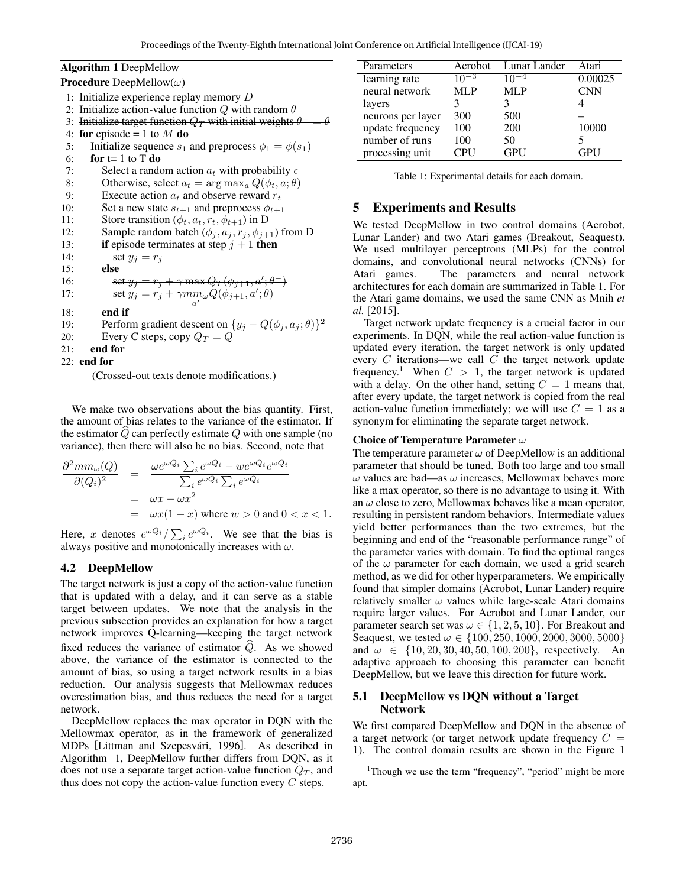**Algorithm 1** DeepMellow

**Procedure** DeepMellow($\omega$)

```
1: Initialize experience replay memory D
2: Initialize action-value function Q with random θ
3: ~~Initialize target function Q_T with initial weights θ⁻ = θ~~
4: for episode = 1 to M do
5:     Initialize sequence s_1 and preprocess φ_1 = φ(s_1)
6:     for t= 1 to T do
7:         Select a random action a_t with probability ε
8:         Otherwise, select a_t = argmax_a Q(φ_t, a; θ)
9:         Execute action a_t and observe reward r_t
10:        Set a new state s_{t+1} and preprocess φ_{t+1}
11:        Store transition (φ_t, a_t, r_t, φ_{t+1}) in D
12:        Sample random batch (φ_j, a_j, r_j, φ_{j+1}) from D
13:        if episode terminates at step j + 1 then
14:            set y_j = r_j
15:        else
16:            ~~set y_j = r_j + γ max Q_T(φ_{j+1}, a'; θ⁻)~~
17:            set y_j = r_j + γ mm_ω Q(φ_{j+1}, a'; θ)   (mm over a')
18:        end if
19:        Perform gradient descent on {y_j − Q(φ_j, a_j; θ)}^2
20:        ~~Every C steps, copy Q_T = Q~~
21:    end for
22: end for
```

(Crossed-out texts denote modifications.)

We make two observations about the bias quantity. First, the amount of bias relates to the variance of the estimator. If the estimator $\widehat{Q}$ can perfectly estimate $Q$ with one sample (no variance), then there will also be no bias. Second, note that

$$
\begin{aligned}
\frac{\partial^2 mm_\omega(Q)}{\partial (Q_i)^2} &= \frac{\omega e^{\omega Q_i} \sum_i e^{\omega Q_i} - w e^{\omega Q_i} e^{\omega Q_i}}{\sum_i e^{\omega Q_i} \sum_i e^{\omega Q_i}} \\
&= \omega x - \omega x^2 \\
&= \omega x(1-x) \text{ where } w > 0 \text{ and } 0 < x < 1.
\end{aligned}
$$

Here, $x$ denotes $e^{\omega Q_i} / \sum_i e^{\omega Q_i}$. We see that the bias is always positive and monotonically increases with $\omega$.

### 4.2 DeepMellow

The target network is just a copy of the action-value function that is updated with a delay, and it can serve as a stable target between updates. We note that the analysis in the previous subsection provides an explanation for how a target network improves Q-learning—keeping the target network fixed reduces the variance of estimator $\widehat{Q}$. As we showed above, the variance of the estimator is connected to the amount of bias, so using a target network results in a bias reduction. Our analysis suggests that Mellowmax reduces overestimation bias, and thus reduces the need for a target network.

DeepMellow replaces the max operator in DQN with the Mellowmax operator, as in the framework of generalized MDPs [Littman and Szepesvári, 1996]. As described in Algorithm 1, DeepMellow further differs from DQN, as it does not use a separate target action-value function $Q_T$, and thus does not copy the action-value function every $C$ steps.

| Parameters | Acrobot | Lunar Lander | Atari |
|---|---|---|---|
| learning rate | $10^{-3}$ | $10^{-4}$ | 0.00025 |
| neural network | MLP | MLP | CNN |
| layers | 3 | 3 | 4 |
| neurons per layer | 300 | 500 | – |
| update frequency | 100 | 200 | 10000 |
| number of runs | 100 | 50 | 5 |
| processing unit | CPU | GPU | GPU |

Table 1: Experimental details for each domain.

## 5 Experiments and Results

We tested DeepMellow in two control domains (Acrobot, Lunar Lander) and two Atari games (Breakout, Seaquest). We used multilayer perceptrons (MLPs) for the control domains, and convolutional neural networks (CNNs) for Atari games. The parameters and neural network architectures for each domain are summarized in Table 1. For the Atari game domains, we used the same CNN as Mnih *et al.* [2015].

Target network update frequency is a crucial factor in our experiments. In DQN, while the real action-value function is updated every iteration, the target network is only updated every $C$ iterations—we call $C$ the target network update frequency.[1] When $C > 1$, the target network is updated with a delay. On the other hand, setting $C = 1$ means that, after every update, the target network is copied from the real action-value function immediately; we will use $C = 1$ as a synonym for eliminating the separate target network.

**Choice of Temperature Parameter $\omega$**

The temperature parameter $\omega$ of DeepMellow is an additional parameter that should be tuned. Both too large and too small $\omega$ values are bad—as $\omega$ increases, Mellowmax behaves more like a max operator, so there is no advantage to using it. With an $\omega$ close to zero, Mellowmax behaves like a mean operator, resulting in persistent random behaviors. Intermediate values yield better performances than the two extremes, but the beginning and end of the "reasonable performance range" of the parameter varies with domain. To find the optimal ranges of the $\omega$ parameter for each domain, we used a grid search method, as we did for other hyperparameters. We empirically found that simpler domains (Acrobot, Lunar Lander) require relatively smaller $\omega$ values while large-scale Atari domains require larger values. For Acrobot and Lunar Lander, our parameter search set was $\omega \in \{1, 2, 5, 10\}$. For Breakout and Seaquest, we tested $\omega \in \{100, 250, 1000, 2000, 3000, 5000\}$ and $\omega \in \{10, 20, 30, 40, 50, 100, 200\}$, respectively. An adaptive approach to choosing this parameter can benefit DeepMellow, but we leave this direction for future work.

### 5.1 DeepMellow vs DQN without a Target Network

We first compared DeepMellow and DQN in the absence of a target network (or target network update frequency $C = 1$). The control domain results are shown in the Figure 1

[1] Though we use the term "frequency", "period" might be more apt.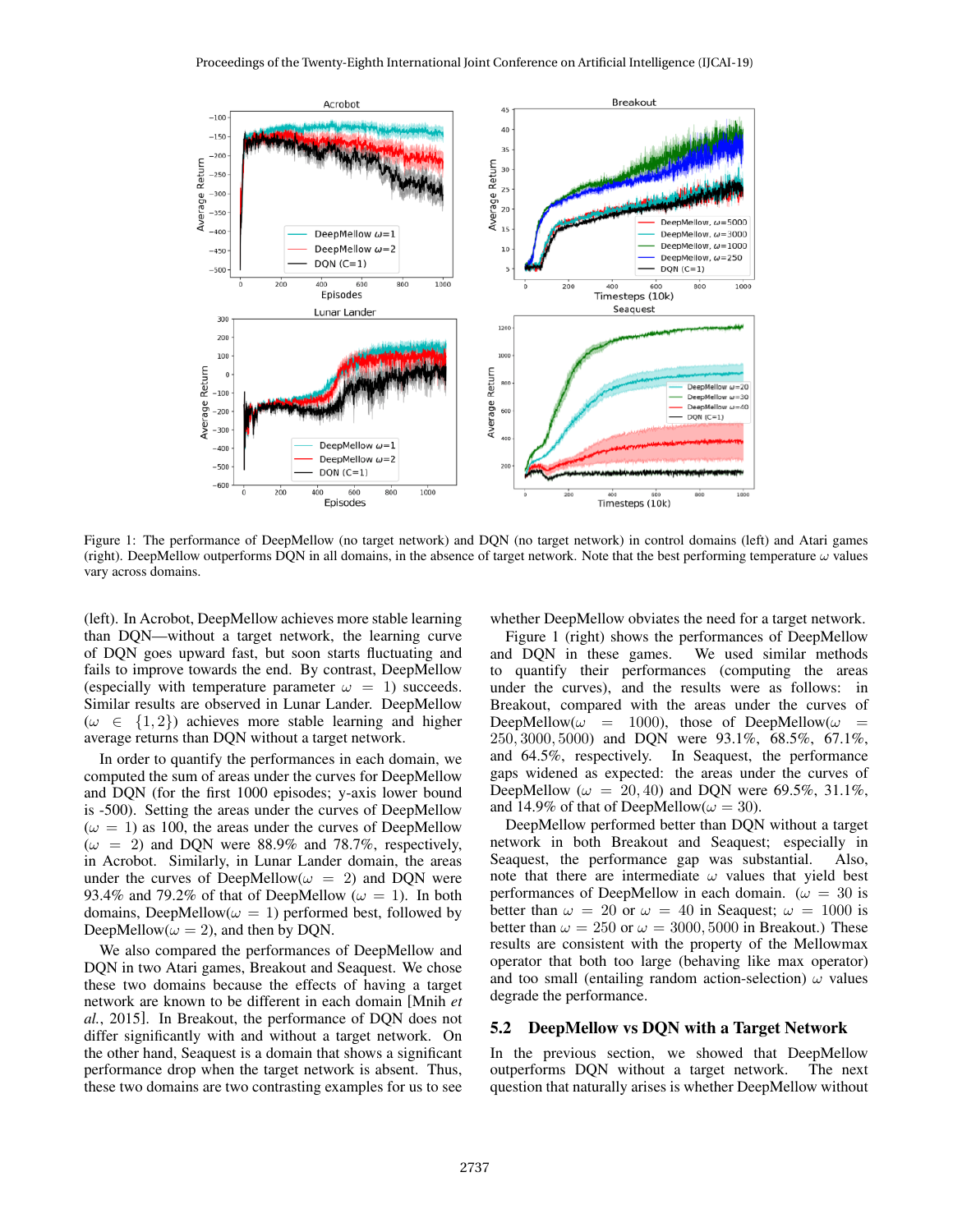Figure 1: The performance of DeepMellow (no target network) and DQN (no target network) in control domains (left) and Atari games (right). DeepMellow outperforms DQN in all domains, in the absence of target network. Note that the best performing temperature $\omega$ values vary across domains.

(left). In Acrobot, DeepMellow achieves more stable learning than DQN—without a target network, the learning curve of DQN goes upward fast, but soon starts fluctuating and fails to improve towards the end. By contrast, DeepMellow (especially with temperature parameter $\omega = 1$) succeeds. Similar results are observed in Lunar Lander. DeepMellow ($\omega \in \{1, 2\}$) achieves more stable learning and higher average returns than DQN without a target network.

In order to quantify the performances in each domain, we computed the sum of areas under the curves for DeepMellow and DQN (for the first 1000 episodes; y-axis lower bound is -500). Setting the areas under the curves of DeepMellow ($\omega = 1$) as 100, the areas under the curves of DeepMellow ($\omega = 2$) and DQN were 88.9% and 78.7%, respectively, in Acrobot. Similarly, in Lunar Lander domain, the areas under the curves of DeepMellow($\omega = 2$) and DQN were 93.4% and 79.2% of that of DeepMellow ($\omega = 1$). In both domains, DeepMellow($\omega = 1$) performed best, followed by DeepMellow($\omega = 2$), and then by DQN.

We also compared the performances of DeepMellow and DQN in two Atari games, Breakout and Seaquest. We chose these two domains because the effects of having a target network are known to be different in each domain [Mnih *et al.*, 2015]. In Breakout, the performance of DQN does not differ significantly with and without a target network. On the other hand, Seaquest is a domain that shows a significant performance drop when the target network is absent. Thus, these two domains are two contrasting examples for us to see whether DeepMellow obviates the need for a target network.

Figure 1 (right) shows the performances of DeepMellow and DQN in these games. We used similar methods to quantify their performances (computing the areas under the curves), and the results were as follows: in Breakout, compared with the areas under the curves of DeepMellow($\omega = 1000$), those of DeepMellow($\omega = 250, 3000, 5000$) and DQN were 93.1%, 68.5%, 67.1%, and 64.5%, respectively. In Seaquest, the performance gaps widened as expected: the areas under the curves of DeepMellow ($\omega = 20, 40$) and DQN were 69.5%, 31.1%, and 14.9% of that of DeepMellow($\omega = 30$).

DeepMellow performed better than DQN without a target network in both Breakout and Seaquest; especially in Seaquest, the performance gap was substantial. Also, note that there are intermediate $\omega$ values that yield best performances of DeepMellow in each domain. ($\omega = 30$ is better than $\omega = 20$ or $\omega = 40$ in Seaquest; $\omega = 1000$ is better than $\omega = 250$ or $\omega = 3000, 5000$ in Breakout.) These results are consistent with the property of the Mellowmax operator that both too large (behaving like max operator) and too small (entailing random action-selection) $\omega$ values degrade the performance.

### 5.2 DeepMellow vs DQN with a Target Network

In the previous section, we showed that DeepMellow outperforms DQN without a target network. The next question that naturally arises is whether DeepMellow without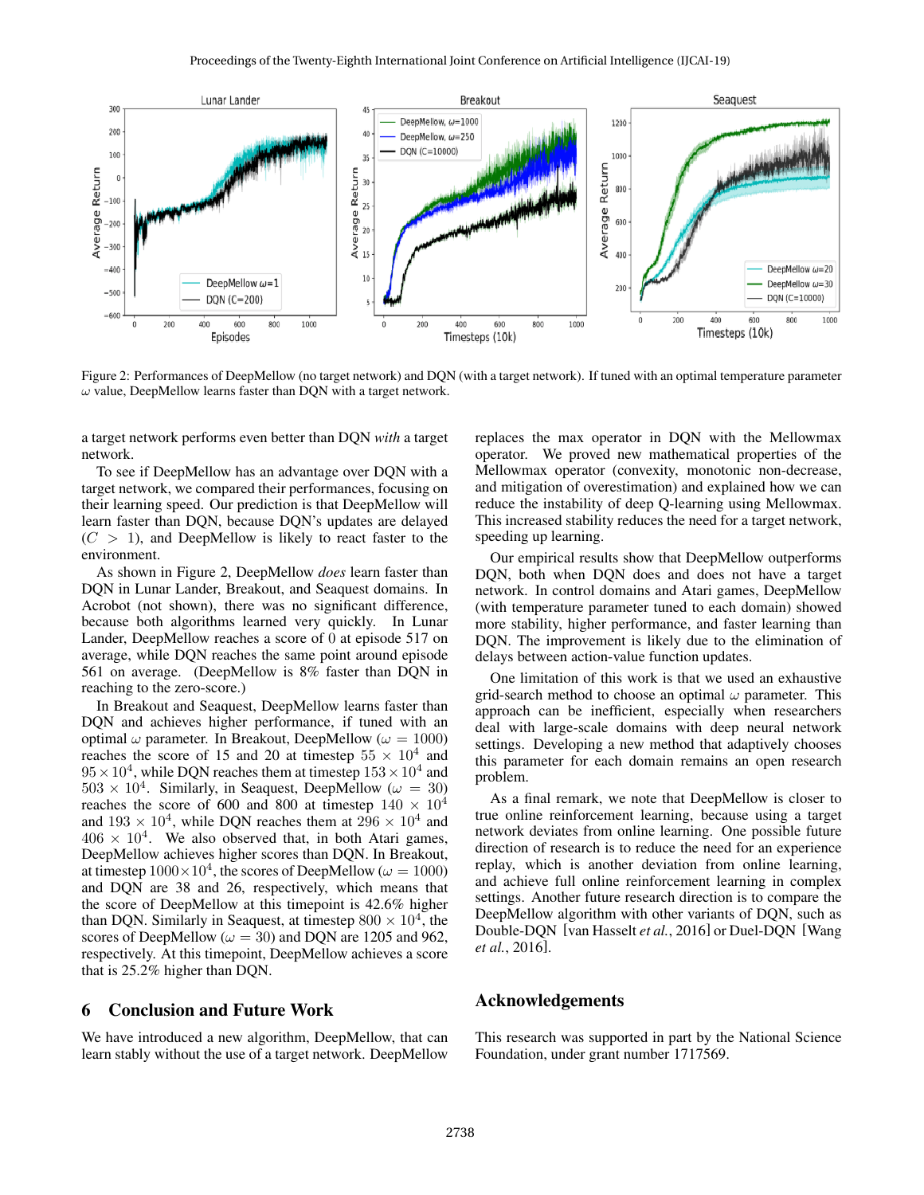Figure 2: Performances of DeepMellow (no target network) and DQN (with a target network). If tuned with an optimal temperature parameter $\omega$ value, DeepMellow learns faster than DQN with a target network.

a target network performs even better than DQN *with* a target network.

To see if DeepMellow has an advantage over DQN with a target network, we compared their performances, focusing on their learning speed. Our prediction is that DeepMellow will learn faster than DQN, because DQN's updates are delayed ($C > 1$), and DeepMellow is likely to react faster to the environment.

As shown in Figure 2, DeepMellow *does* learn faster than DQN in Lunar Lander, Breakout, and Seaquest domains. In Acrobot (not shown), there was no significant difference, because both algorithms learned very quickly. In Lunar Lander, DeepMellow reaches a score of 0 at episode 517 on average, while DQN reaches the same point around episode 561 on average. (DeepMellow is 8% faster than DQN in reaching to the zero-score.)

In Breakout and Seaquest, DeepMellow learns faster than DQN and achieves higher performance, if tuned with an optimal $\omega$ parameter. In Breakout, DeepMellow ($\omega = 1000$) reaches the score of 15 and 20 at timestep $55 \times 10^4$ and $95 \times 10^4$, while DQN reaches them at timestep $153 \times 10^4$ and $503 \times 10^4$. Similarly, in Seaquest, DeepMellow ($\omega = 30$) reaches the score of 600 and 800 at timestep $140 \times 10^4$ and $193 \times 10^4$, while DQN reaches them at $296 \times 10^4$ and $406 \times 10^4$. We also observed that, in both Atari games, DeepMellow achieves higher scores than DQN. In Breakout, at timestep $1000 \times 10^4$, the scores of DeepMellow ($\omega = 1000$) and DQN are 38 and 26, respectively, which means that the score of DeepMellow at this timepoint is 42.6% higher than DQN. Similarly in Seaquest, at timestep $800 \times 10^4$, the scores of DeepMellow ($\omega = 30$) and DQN are 1205 and 962, respectively. At this timepoint, DeepMellow achieves a score that is 25.2% higher than DQN.

## 6 Conclusion and Future Work

We have introduced a new algorithm, DeepMellow, that can learn stably without the use of a target network. DeepMellow replaces the max operator in DQN with the Mellowmax operator. We proved new mathematical properties of the Mellowmax operator (convexity, monotonic non-decrease, and mitigation of overestimation) and explained how we can reduce the instability of deep Q-learning using Mellowmax. This increased stability reduces the need for a target network, speeding up learning.

Our empirical results show that DeepMellow outperforms DQN, both when DQN does and does not have a target network. In control domains and Atari games, DeepMellow (with temperature parameter tuned to each domain) showed more stability, higher performance, and faster learning than DQN. The improvement is likely due to the elimination of delays between action-value function updates.

One limitation of this work is that we used an exhaustive grid-search method to choose an optimal $\omega$ parameter. This approach can be inefficient, especially when researchers deal with large-scale domains with deep neural network settings. Developing a new method that adaptively chooses this parameter for each domain remains an open research problem.

As a final remark, we note that DeepMellow is closer to true online reinforcement learning, because using a target network deviates from online learning. One possible future direction of research is to reduce the need for an experience replay, which is another deviation from online learning, and achieve full online reinforcement learning in complex settings. Another future research direction is to compare the DeepMellow algorithm with other variants of DQN, such as Double-DQN [van Hasselt *et al.*, 2016] or Duel-DQN [Wang *et al.*, 2016].

## Acknowledgements

This research was supported in part by the National Science Foundation, under grant number 1717569.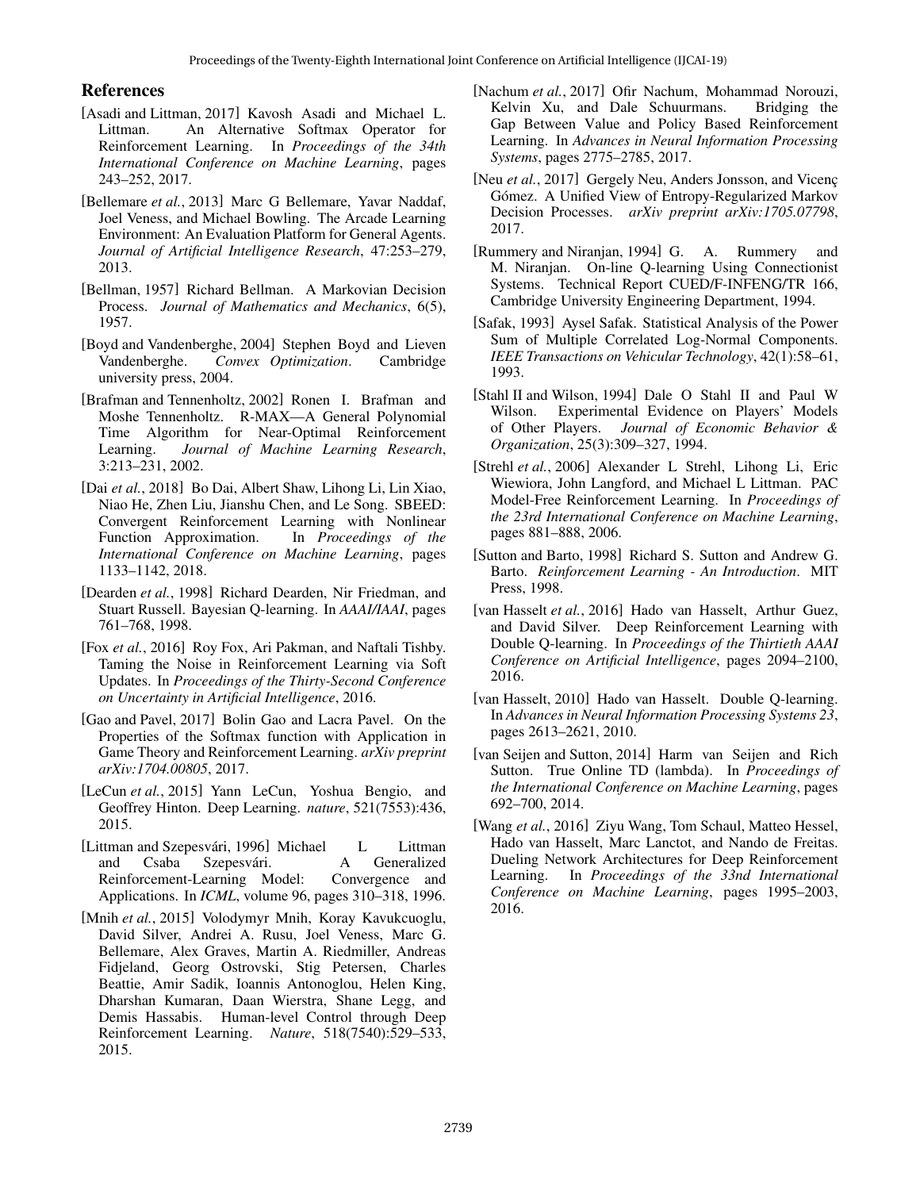## References

[Asadi and Littman, 2017] Kavosh Asadi and Michael L. Littman. An Alternative Softmax Operator for Reinforcement Learning. In *Proceedings of the 34th International Conference on Machine Learning*, pages 243–252, 2017.

[Bellemare *et al.*, 2013] Marc G Bellemare, Yavar Naddaf, Joel Veness, and Michael Bowling. The Arcade Learning Environment: An Evaluation Platform for General Agents. *Journal of Artificial Intelligence Research*, 47:253–279, 2013.

[Bellman, 1957] Richard Bellman. A Markovian Decision Process. *Journal of Mathematics and Mechanics*, 6(5), 1957.

[Boyd and Vandenberghe, 2004] Stephen Boyd and Lieven Vandenberghe. *Convex Optimization*. Cambridge university press, 2004.

[Brafman and Tennenholtz, 2002] Ronen I. Brafman and Moshe Tennenholtz. R-MAX—A General Polynomial Time Algorithm for Near-Optimal Reinforcement Learning. *Journal of Machine Learning Research*, 3:213–231, 2002.

[Dai *et al.*, 2018] Bo Dai, Albert Shaw, Lihong Li, Lin Xiao, Niao He, Zhen Liu, Jianshu Chen, and Le Song. SBEED: Convergent Reinforcement Learning with Nonlinear Function Approximation. In *Proceedings of the International Conference on Machine Learning*, pages 1133–1142, 2018.

[Dearden *et al.*, 1998] Richard Dearden, Nir Friedman, and Stuart Russell. Bayesian Q-learning. In *AAAI/IAAI*, pages 761–768, 1998.

[Fox *et al.*, 2016] Roy Fox, Ari Pakman, and Naftali Tishby. Taming the Noise in Reinforcement Learning via Soft Updates. In *Proceedings of the Thirty-Second Conference on Uncertainty in Artificial Intelligence*, 2016.

[Gao and Pavel, 2017] Bolin Gao and Lacra Pavel. On the Properties of the Softmax function with Application in Game Theory and Reinforcement Learning. *arXiv preprint arXiv:1704.00805*, 2017.

[LeCun *et al.*, 2015] Yann LeCun, Yoshua Bengio, and Geoffrey Hinton. Deep Learning. *nature*, 521(7553):436, 2015.

[Littman and Szepesvári, 1996] Michael L Littman and Csaba Szepesvári. A Generalized Reinforcement-Learning Model: Convergence and Applications. In *ICML*, volume 96, pages 310–318, 1996.

[Mnih *et al.*, 2015] Volodymyr Mnih, Koray Kavukcuoglu, David Silver, Andrei A. Rusu, Joel Veness, Marc G. Bellemare, Alex Graves, Martin A. Riedmiller, Andreas Fidjeland, Georg Ostrovski, Stig Petersen, Charles Beattie, Amir Sadik, Ioannis Antonoglou, Helen King, Dharshan Kumaran, Daan Wierstra, Shane Legg, and Demis Hassabis. Human-level Control through Deep Reinforcement Learning. *Nature*, 518(7540):529–533, 2015.

[Nachum *et al.*, 2017] Ofir Nachum, Mohammad Norouzi, Kelvin Xu, and Dale Schuurmans. Bridging the Gap Between Value and Policy Based Reinforcement Learning. In *Advances in Neural Information Processing Systems*, pages 2775–2785, 2017.

[Neu *et al.*, 2017] Gergely Neu, Anders Jonsson, and Vicenç Gómez. A Unified View of Entropy-Regularized Markov Decision Processes. *arXiv preprint arXiv:1705.07798*, 2017.

[Rummery and Niranjan, 1994] G. A. Rummery and M. Niranjan. On-line Q-learning Using Connectionist Systems. Technical Report CUED/F-INFENG/TR 166, Cambridge University Engineering Department, 1994.

[Safak, 1993] Aysel Safak. Statistical Analysis of the Power Sum of Multiple Correlated Log-Normal Components. *IEEE Transactions on Vehicular Technology*, 42(1):58–61, 1993.

[Stahl II and Wilson, 1994] Dale O Stahl II and Paul W Wilson. Experimental Evidence on Players' Models of Other Players. *Journal of Economic Behavior & Organization*, 25(3):309–327, 1994.

[Strehl *et al.*, 2006] Alexander L Strehl, Lihong Li, Eric Wiewiora, John Langford, and Michael L Littman. PAC Model-Free Reinforcement Learning. In *Proceedings of the 23rd International Conference on Machine Learning*, pages 881–888, 2006.

[Sutton and Barto, 1998] Richard S. Sutton and Andrew G. Barto. *Reinforcement Learning - An Introduction*. MIT Press, 1998.

[van Hasselt *et al.*, 2016] Hado van Hasselt, Arthur Guez, and David Silver. Deep Reinforcement Learning with Double Q-learning. In *Proceedings of the Thirtieth AAAI Conference on Artificial Intelligence*, pages 2094–2100, 2016.

[van Hasselt, 2010] Hado van Hasselt. Double Q-learning. In *Advances in Neural Information Processing Systems 23*, pages 2613–2621, 2010.

[van Seijen and Sutton, 2014] Harm van Seijen and Rich Sutton. True Online TD (lambda). In *Proceedings of the International Conference on Machine Learning*, pages 692–700, 2014.

[Wang *et al.*, 2016] Ziyu Wang, Tom Schaul, Matteo Hessel, Hado van Hasselt, Marc Lanctot, and Nando de Freitas. Dueling Network Architectures for Deep Reinforcement Learning. In *Proceedings of the 33nd International Conference on Machine Learning*, pages 1995–2003, 2016.